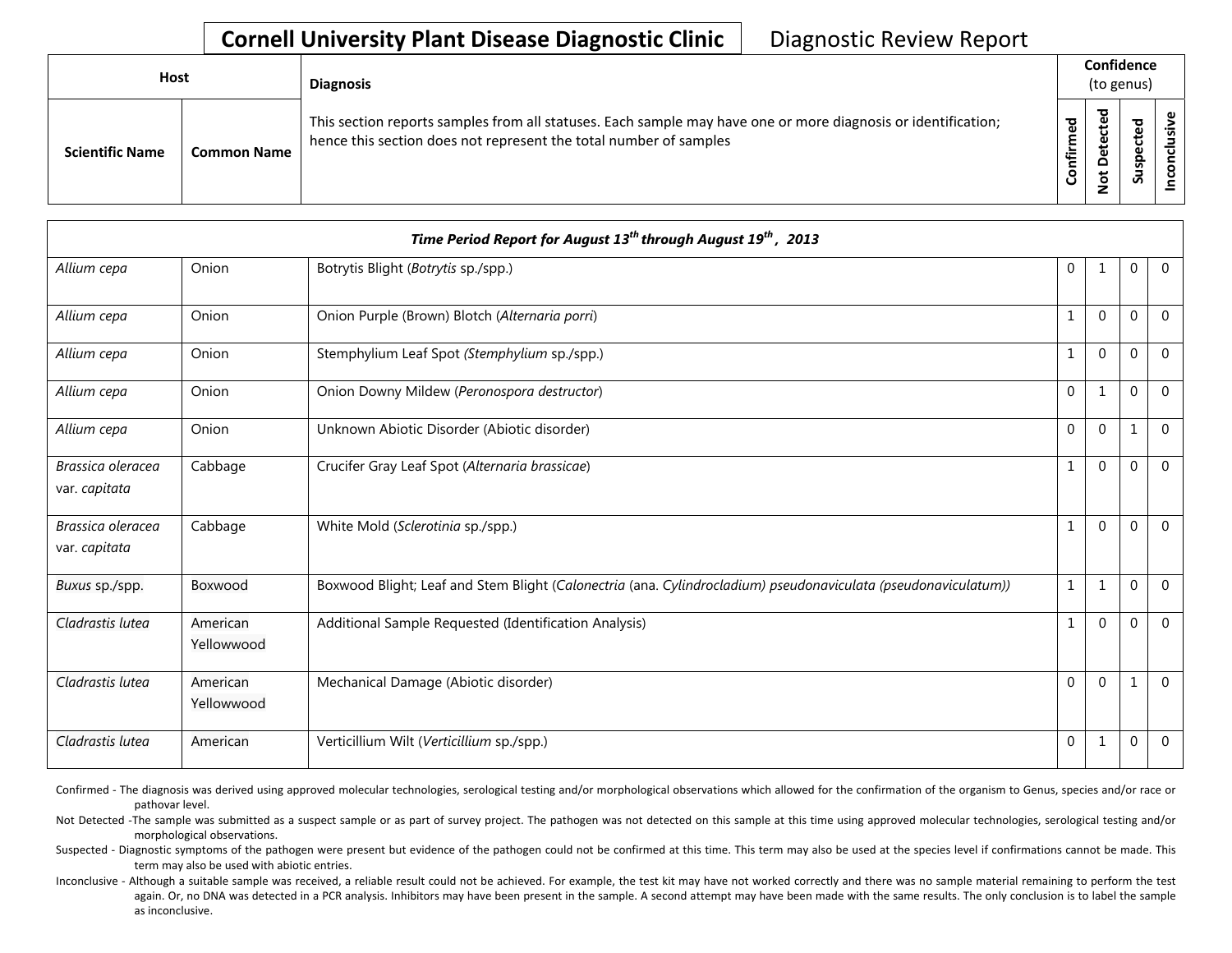# Cornell University Plant Disease Diagnostic Clinic

## Diagnostic Review Report

| Host | | Diagnosis | Confidence (to genus) | | | |
|---|---|---|---|---|---|---|
| Scientific Name | Common Name | This section reports samples from all statuses. Each sample may have one or more diagnosis or identification; hence this section does not represent the total number of samples | Confirmed | Not Detected | Suspected | Inconclusive |
| ***Time Period Report for August 13th through August 19th , 2013*** | | | | | | |
| *Allium cepa* | Onion | Botrytis Blight (*Botrytis* sp./spp.) | 0 | 1 | 0 | 0 |
| *Allium cepa* | Onion | Onion Purple (Brown) Blotch (*Alternaria porri*) | 1 | 0 | 0 | 0 |
| *Allium cepa* | Onion | Stemphylium Leaf Spot (*Stemphylium* sp./spp.) | 1 | 0 | 0 | 0 |
| *Allium cepa* | Onion | Onion Downy Mildew (*Peronospora destructor*) | 0 | 1 | 0 | 0 |
| *Allium cepa* | Onion | Unknown Abiotic Disorder (Abiotic disorder) | 0 | 0 | 1 | 0 |
| *Brassica oleracea* var. *capitata* | Cabbage | Crucifer Gray Leaf Spot (*Alternaria brassicae*) | 1 | 0 | 0 | 0 |
| *Brassica oleracea* var. *capitata* | Cabbage | White Mold (*Sclerotinia* sp./spp.) | 1 | 0 | 0 | 0 |
| *Buxus* sp./spp. | Boxwood | Boxwood Blight; Leaf and Stem Blight (*Calonectria* (ana. *Cylindrocladium) pseudonaviculata (pseudonaviculatum)*) | 1 | 1 | 0 | 0 |
| *Cladrastis lutea* | American Yellowwood | Additional Sample Requested (Identification Analysis) | 1 | 0 | 0 | 0 |
| *Cladrastis lutea* | American Yellowwood | Mechanical Damage (Abiotic disorder) | 0 | 0 | 1 | 0 |
| *Cladrastis lutea* | American | Verticillium Wilt (*Verticillium* sp./spp.) | 0 | 1 | 0 | 0 |

Confirmed - The diagnosis was derived using approved molecular technologies, serological testing and/or morphological observations which allowed for the confirmation of the organism to Genus, species and/or race or pathovar level.

Not Detected -The sample was submitted as a suspect sample or as part of survey project. The pathogen was not detected on this sample at this time using approved molecular technologies, serological testing and/or morphological observations.

Suspected - Diagnostic symptoms of the pathogen were present but evidence of the pathogen could not be confirmed at this time. This term may also be used at the species level if confirmations cannot be made. This term may also be used with abiotic entries.

Inconclusive - Although a suitable sample was received, a reliable result could not be achieved. For example, the test kit may have not worked correctly and there was no sample material remaining to perform the test again. Or, no DNA was detected in a PCR analysis. Inhibitors may have been present in the sample. A second attempt may have been made with the same results. The only conclusion is to label the sample as inconclusive.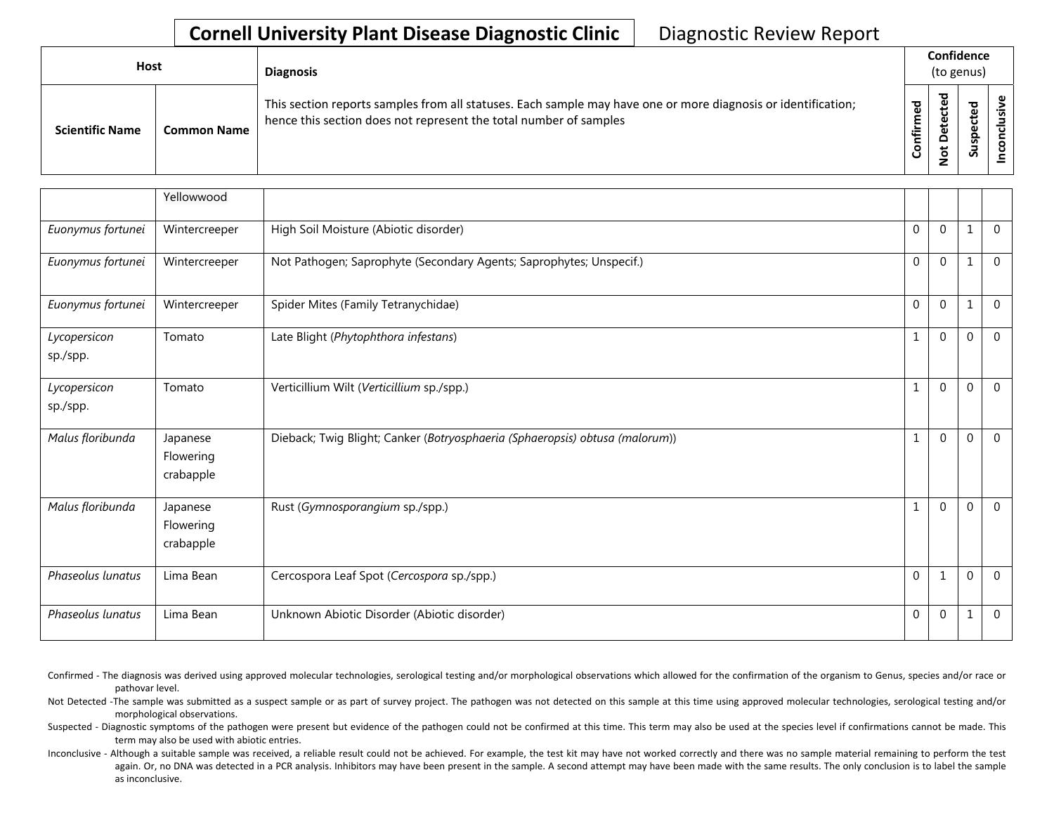## Cornell University Plant Disease Diagnostic Clinic

Diagnostic Review Report

| Host | | Diagnosis | Confidence (to genus) | | | |
|---|---|---|---|---|---|---|
| Scientific Name | Common Name | This section reports samples from all statuses. Each sample may have one or more diagnosis or identification; hence this section does not represent the total number of samples | Confirmed | Not Detected | Suspected | Inconclusive |
| | Yellowwood | | | | | |
| *Euonymus fortunei* | Wintercreeper | High Soil Moisture (Abiotic disorder) | 0 | 0 | 1 | 0 |
| *Euonymus fortunei* | Wintercreeper | Not Pathogen; Saprophyte (Secondary Agents; Saprophytes; Unspecif.) | 0 | 0 | 1 | 0 |
| *Euonymus fortunei* | Wintercreeper | Spider Mites (Family Tetranychidae) | 0 | 0 | 1 | 0 |
| *Lycopersicon* sp./spp. | Tomato | Late Blight (*Phytophthora infestans*) | 1 | 0 | 0 | 0 |
| *Lycopersicon* sp./spp. | Tomato | Verticillium Wilt (*Verticillium* sp./spp.) | 1 | 0 | 0 | 0 |
| *Malus floribunda* | Japanese Flowering crabapple | Dieback; Twig Blight; Canker (*Botryosphaeria (Sphaeropsis) obtusa (malorum)*) | 1 | 0 | 0 | 0 |
| *Malus floribunda* | Japanese Flowering crabapple | Rust (*Gymnosporangium* sp./spp.) | 1 | 0 | 0 | 0 |
| *Phaseolus lunatus* | Lima Bean | Cercospora Leaf Spot (*Cercospora* sp./spp.) | 0 | 1 | 0 | 0 |
| *Phaseolus lunatus* | Lima Bean | Unknown Abiotic Disorder (Abiotic disorder) | 0 | 0 | 1 | 0 |

Confirmed - The diagnosis was derived using approved molecular technologies, serological testing and/or morphological observations which allowed for the confirmation of the organism to Genus, species and/or race or pathovar level.

Not Detected -The sample was submitted as a suspect sample or as part of survey project. The pathogen was not detected on this sample at this time using approved molecular technologies, serological testing and/or morphological observations.

Suspected - Diagnostic symptoms of the pathogen were present but evidence of the pathogen could not be confirmed at this time. This term may also be used at the species level if confirmations cannot be made. This term may also be used with abiotic entries.

Inconclusive - Although a suitable sample was received, a reliable result could not be achieved. For example, the test kit may have not worked correctly and there was no sample material remaining to perform the test again. Or, no DNA was detected in a PCR analysis. Inhibitors may have been present in the sample. A second attempt may have been made with the same results. The only conclusion is to label the sample as inconclusive.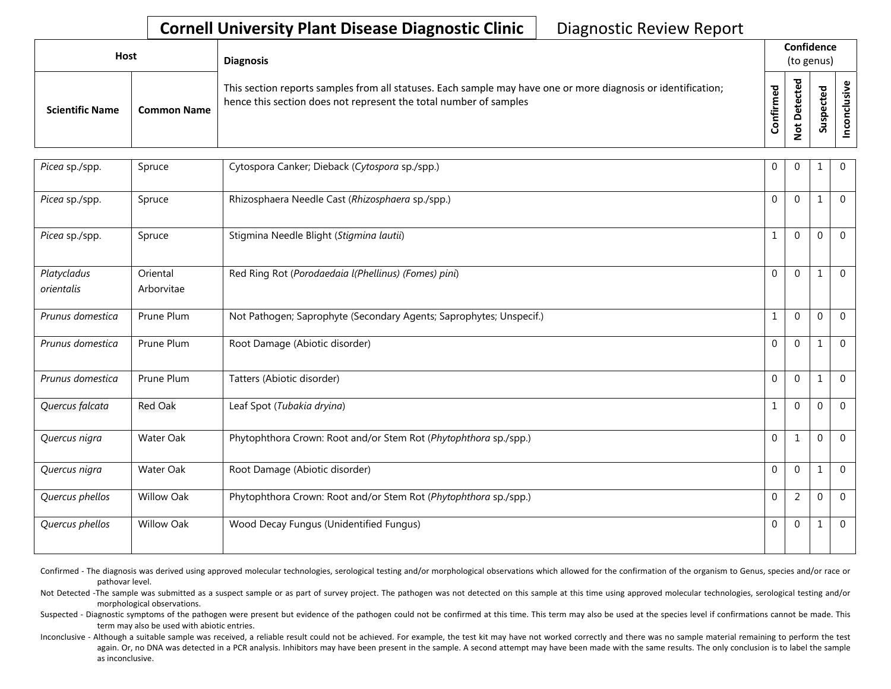**Cornell University Plant Disease Diagnostic Clinic** Diagnostic Review Report

| Host | | Diagnosis | Confidence (to genus) | | | |
|---|---|---|---|---|---|---|
| **Scientific Name** | **Common Name** | This section reports samples from all statuses. Each sample may have one or more diagnosis or identification; hence this section does not represent the total number of samples | **Confirmed** | **Not Detected** | **Suspected** | **Inconclusive** |
| *Picea* sp./spp. | Spruce | Cytospora Canker; Dieback (*Cytospora* sp./spp.) | 0 | 0 | 1 | 0 |
| *Picea* sp./spp. | Spruce | Rhizosphaera Needle Cast (*Rhizosphaera* sp./spp.) | 0 | 0 | 1 | 0 |
| *Picea* sp./spp. | Spruce | Stigmina Needle Blight (*Stigmina lautii*) | 1 | 0 | 0 | 0 |
| *Platycladus orientalis* | Oriental Arborvitae | Red Ring Rot (*Porodaedaia l(Phellinus) (Fomes) pini*) | 0 | 0 | 1 | 0 |
| *Prunus domestica* | Prune Plum | Not Pathogen; Saprophyte (Secondary Agents; Saprophytes; Unspecif.) | 1 | 0 | 0 | 0 |
| *Prunus domestica* | Prune Plum | Root Damage (Abiotic disorder) | 0 | 0 | 1 | 0 |
| *Prunus domestica* | Prune Plum | Tatters (Abiotic disorder) | 0 | 0 | 1 | 0 |
| *Quercus falcata* | Red Oak | Leaf Spot (*Tubakia dryina*) | 1 | 0 | 0 | 0 |
| *Quercus nigra* | Water Oak | Phytophthora Crown: Root and/or Stem Rot (*Phytophthora* sp./spp.) | 0 | 1 | 0 | 0 |
| *Quercus nigra* | Water Oak | Root Damage (Abiotic disorder) | 0 | 0 | 1 | 0 |
| *Quercus phellos* | Willow Oak | Phytophthora Crown: Root and/or Stem Rot (*Phytophthora* sp./spp.) | 0 | 2 | 0 | 0 |
| *Quercus phellos* | Willow Oak | Wood Decay Fungus (Unidentified Fungus) | 0 | 0 | 1 | 0 |

Confirmed - The diagnosis was derived using approved molecular technologies, serological testing and/or morphological observations which allowed for the confirmation of the organism to Genus, species and/or race or pathovar level.

Not Detected -The sample was submitted as a suspect sample or as part of survey project. The pathogen was not detected on this sample at this time using approved molecular technologies, serological testing and/or morphological observations.

Suspected - Diagnostic symptoms of the pathogen were present but evidence of the pathogen could not be confirmed at this time. This term may also be used at the species level if confirmations cannot be made. This term may also be used with abiotic entries.

Inconclusive - Although a suitable sample was received, a reliable result could not be achieved. For example, the test kit may have not worked correctly and there was no sample material remaining to perform the test again. Or, no DNA was detected in a PCR analysis. Inhibitors may have been present in the sample. A second attempt may have been made with the same results. The only conclusion is to label the sample as inconclusive.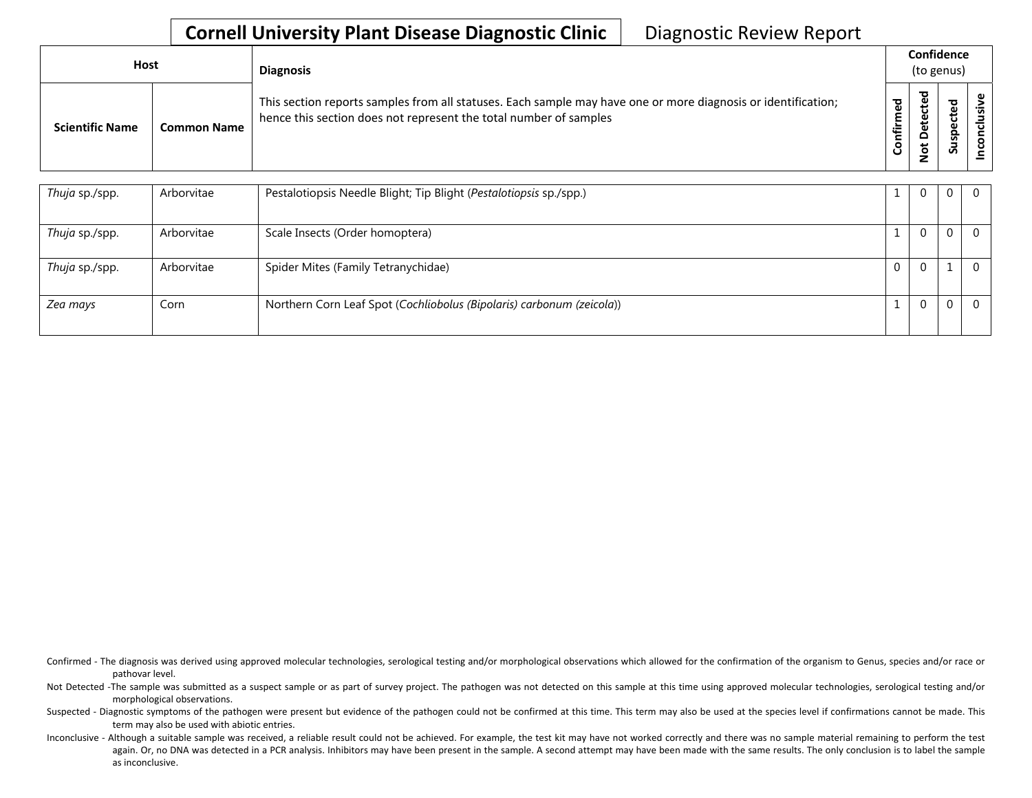**Cornell University Plant Disease Diagnostic Clinic** Diagnostic Review Report

| Host | | Diagnosis | Confidence (to genus) | | | |
|---|---|---|---|---|---|---|
| Scientific Name | Common Name | This section reports samples from all statuses. Each sample may have one or more diagnosis or identification; hence this section does not represent the total number of samples | Confirmed | Not Detected | Suspected | Inconclusive |
| *Thuja* sp./spp. | Arborvitae | Pestalotiopsis Needle Blight; Tip Blight (*Pestalotiopsis* sp./spp.) | 1 | 0 | 0 | 0 |
| *Thuja* sp./spp. | Arborvitae | Scale Insects (Order homoptera) | 1 | 0 | 0 | 0 |
| *Thuja* sp./spp. | Arborvitae | Spider Mites (Family Tetranychidae) | 0 | 0 | 1 | 0 |
| *Zea mays* | Corn | Northern Corn Leaf Spot (*Cochliobolus (Bipolaris) carbonum (zeicola)*) | 1 | 0 | 0 | 0 |

Confirmed - The diagnosis was derived using approved molecular technologies, serological testing and/or morphological observations which allowed for the confirmation of the organism to Genus, species and/or race or pathovar level.

Not Detected -The sample was submitted as a suspect sample or as part of survey project. The pathogen was not detected on this sample at this time using approved molecular technologies, serological testing and/or morphological observations.

Suspected - Diagnostic symptoms of the pathogen were present but evidence of the pathogen could not be confirmed at this time. This term may also be used at the species level if confirmations cannot be made. This term may also be used with abiotic entries.

Inconclusive - Although a suitable sample was received, a reliable result could not be achieved. For example, the test kit may have not worked correctly and there was no sample material remaining to perform the test again. Or, no DNA was detected in a PCR analysis. Inhibitors may have been present in the sample. A second attempt may have been made with the same results. The only conclusion is to label the sample as inconclusive.